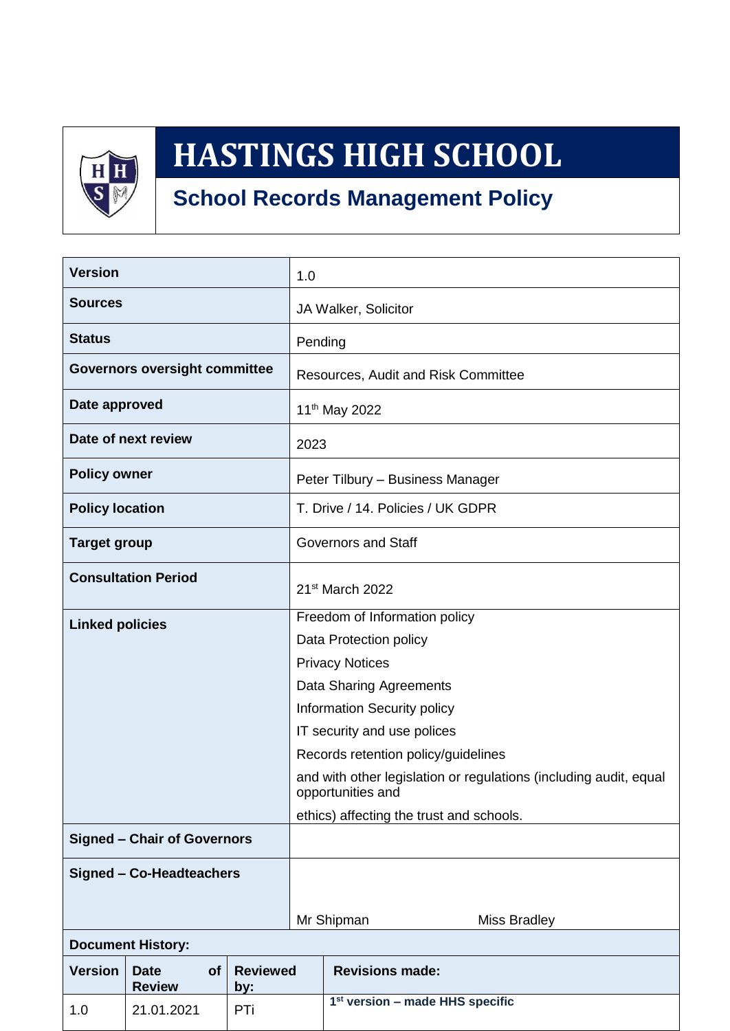# HASTINGS HIGH SCHOOL

## School Records Management Policy

| | |
|---|---|
| **Version** | 1.0 |
| **Sources** | JA Walker, Solicitor |
| **Status** | Pending |
| **Governors oversight committee** | Resources, Audit and Risk Committee |
| **Date approved** | 11th May 2022 |
| **Date of next review** | 2023 |
| **Policy owner** | Peter Tilbury – Business Manager |
| **Policy location** | T. Drive / 14. Policies / UK GDPR |
| **Target group** | Governors and Staff |
| **Consultation Period** | 21st March 2022 |
| **Linked policies** | Freedom of Information policy<br>Data Protection policy<br>Privacy Notices<br>Data Sharing Agreements<br>Information Security policy<br>IT security and use polices<br>Records retention policy/guidelines<br>and with other legislation or regulations (including audit, equal opportunities and<br>ethics) affecting the trust and schools. |
| **Signed – Chair of Governors** | |
| **Signed – Co-Headteachers** | Mr Shipman Miss Bradley |

**Document History:**

| Version | Date of Review | Reviewed by: | Revisions made: |
|---|---|---|---|
| 1.0 | 21.01.2021 | PTi | **1st version – made HHS specific** |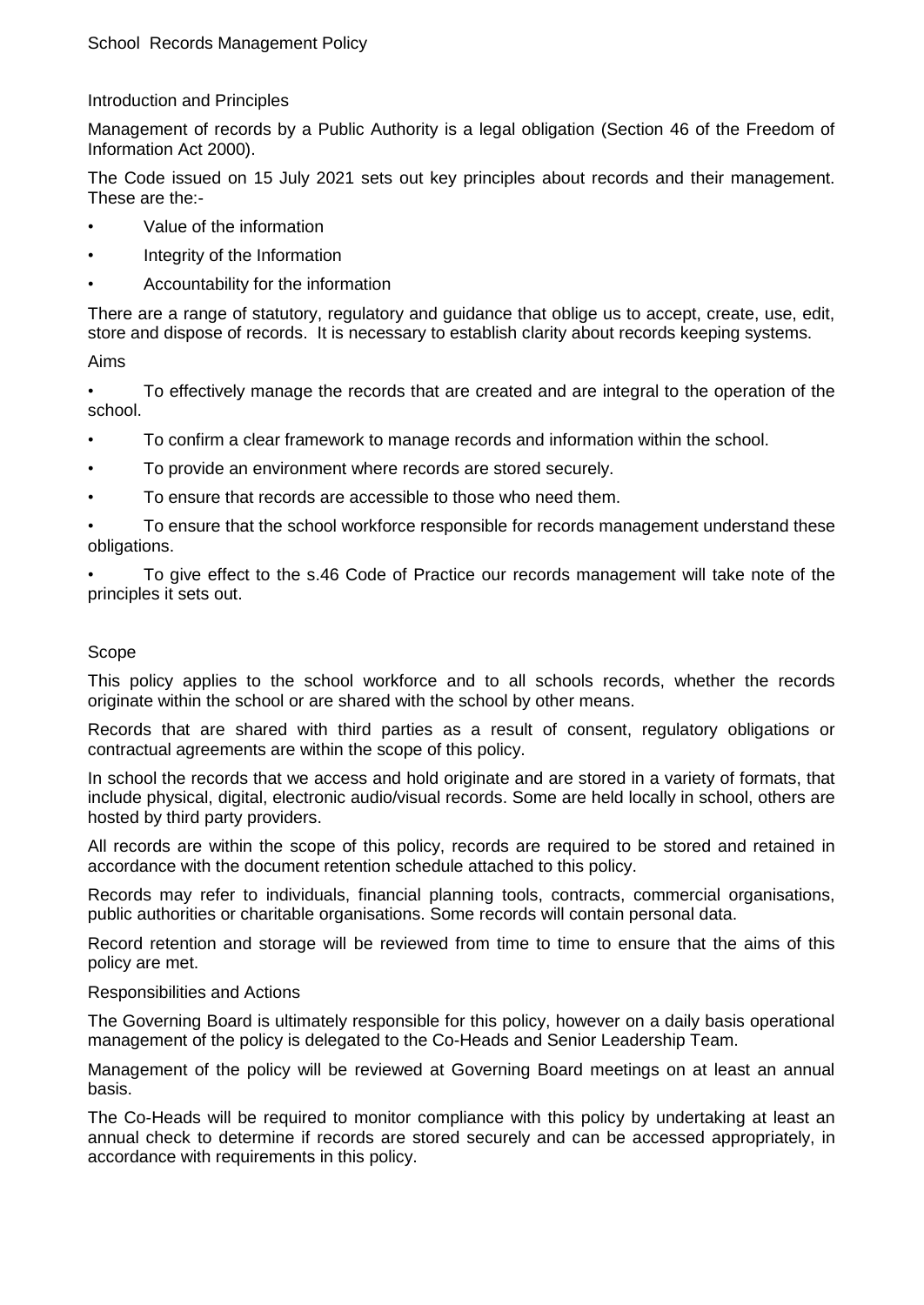# School Records Management Policy

## Introduction and Principles

Management of records by a Public Authority is a legal obligation (Section 46 of the Freedom of Information Act 2000).

The Code issued on 15 July 2021 sets out key principles about records and their management. These are the:-

- Value of the information
- Integrity of the Information
- Accountability for the information

There are a range of statutory, regulatory and guidance that oblige us to accept, create, use, edit, store and dispose of records. It is necessary to establish clarity about records keeping systems.

## Aims

- To effectively manage the records that are created and are integral to the operation of the school.
- To confirm a clear framework to manage records and information within the school.
- To provide an environment where records are stored securely.
- To ensure that records are accessible to those who need them.
- To ensure that the school workforce responsible for records management understand these obligations.
- To give effect to the s.46 Code of Practice our records management will take note of the principles it sets out.

## Scope

This policy applies to the school workforce and to all schools records, whether the records originate within the school or are shared with the school by other means.

Records that are shared with third parties as a result of consent, regulatory obligations or contractual agreements are within the scope of this policy.

In school the records that we access and hold originate and are stored in a variety of formats, that include physical, digital, electronic audio/visual records. Some are held locally in school, others are hosted by third party providers.

All records are within the scope of this policy, records are required to be stored and retained in accordance with the document retention schedule attached to this policy.

Records may refer to individuals, financial planning tools, contracts, commercial organisations, public authorities or charitable organisations. Some records will contain personal data.

Record retention and storage will be reviewed from time to time to ensure that the aims of this policy are met.

## Responsibilities and Actions

The Governing Board is ultimately responsible for this policy, however on a daily basis operational management of the policy is delegated to the Co-Heads and Senior Leadership Team.

Management of the policy will be reviewed at Governing Board meetings on at least an annual basis.

The Co-Heads will be required to monitor compliance with this policy by undertaking at least an annual check to determine if records are stored securely and can be accessed appropriately, in accordance with requirements in this policy.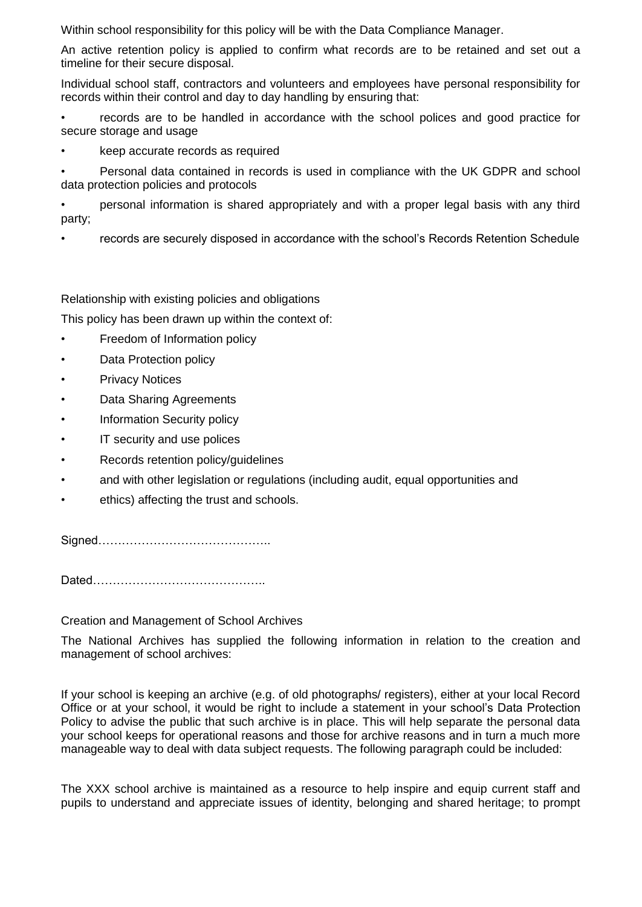Within school responsibility for this policy will be with the Data Compliance Manager.

An active retention policy is applied to confirm what records are to be retained and set out a timeline for their secure disposal.

Individual school staff, contractors and volunteers and employees have personal responsibility for records within their control and day to day handling by ensuring that:

- records are to be handled in accordance with the school polices and good practice for secure storage and usage
- keep accurate records as required
- Personal data contained in records is used in compliance with the UK GDPR and school data protection policies and protocols
- personal information is shared appropriately and with a proper legal basis with any third party;
- records are securely disposed in accordance with the school's Records Retention Schedule

Relationship with existing policies and obligations

This policy has been drawn up within the context of:

- Freedom of Information policy
- Data Protection policy
- Privacy Notices
- Data Sharing Agreements
- Information Security policy
- IT security and use polices
- Records retention policy/guidelines
- and with other legislation or regulations (including audit, equal opportunities and
- ethics) affecting the trust and schools.

Signed……………………………………..

Dated……………………………………..

Creation and Management of School Archives

The National Archives has supplied the following information in relation to the creation and management of school archives:

If your school is keeping an archive (e.g. of old photographs/ registers), either at your local Record Office or at your school, it would be right to include a statement in your school's Data Protection Policy to advise the public that such archive is in place. This will help separate the personal data your school keeps for operational reasons and those for archive reasons and in turn a much more manageable way to deal with data subject requests. The following paragraph could be included:

The XXX school archive is maintained as a resource to help inspire and equip current staff and pupils to understand and appreciate issues of identity, belonging and shared heritage; to prompt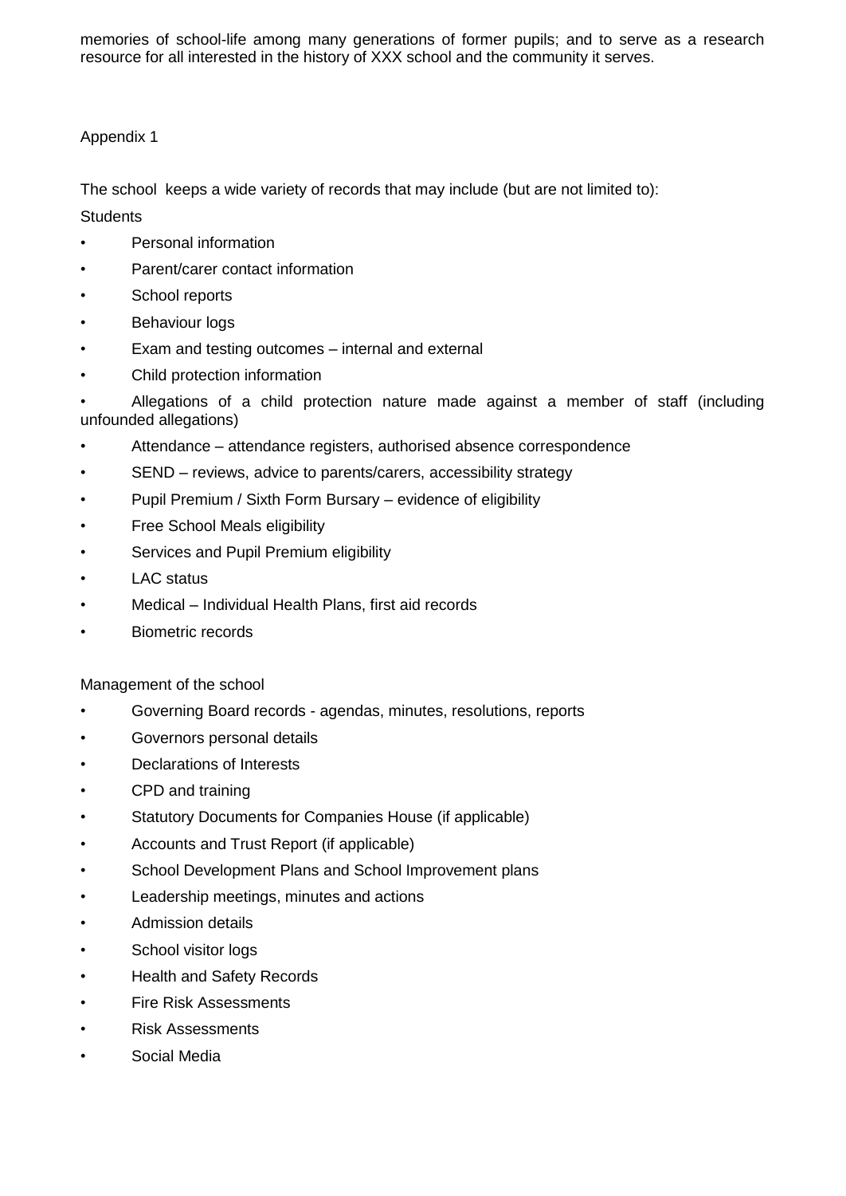memories of school-life among many generations of former pupils; and to serve as a research resource for all interested in the history of XXX school and the community it serves.

Appendix 1

The school keeps a wide variety of records that may include (but are not limited to):

Students

- Personal information
- Parent/carer contact information
- School reports
- Behaviour logs
- Exam and testing outcomes – internal and external
- Child protection information
- Allegations of a child protection nature made against a member of staff (including unfounded allegations)
- Attendance – attendance registers, authorised absence correspondence
- SEND – reviews, advice to parents/carers, accessibility strategy
- Pupil Premium / Sixth Form Bursary – evidence of eligibility
- Free School Meals eligibility
- Services and Pupil Premium eligibility
- LAC status
- Medical – Individual Health Plans, first aid records
- Biometric records

Management of the school

- Governing Board records - agendas, minutes, resolutions, reports
- Governors personal details
- Declarations of Interests
- CPD and training
- Statutory Documents for Companies House (if applicable)
- Accounts and Trust Report (if applicable)
- School Development Plans and School Improvement plans
- Leadership meetings, minutes and actions
- Admission details
- School visitor logs
- Health and Safety Records
- Fire Risk Assessments
- Risk Assessments
- Social Media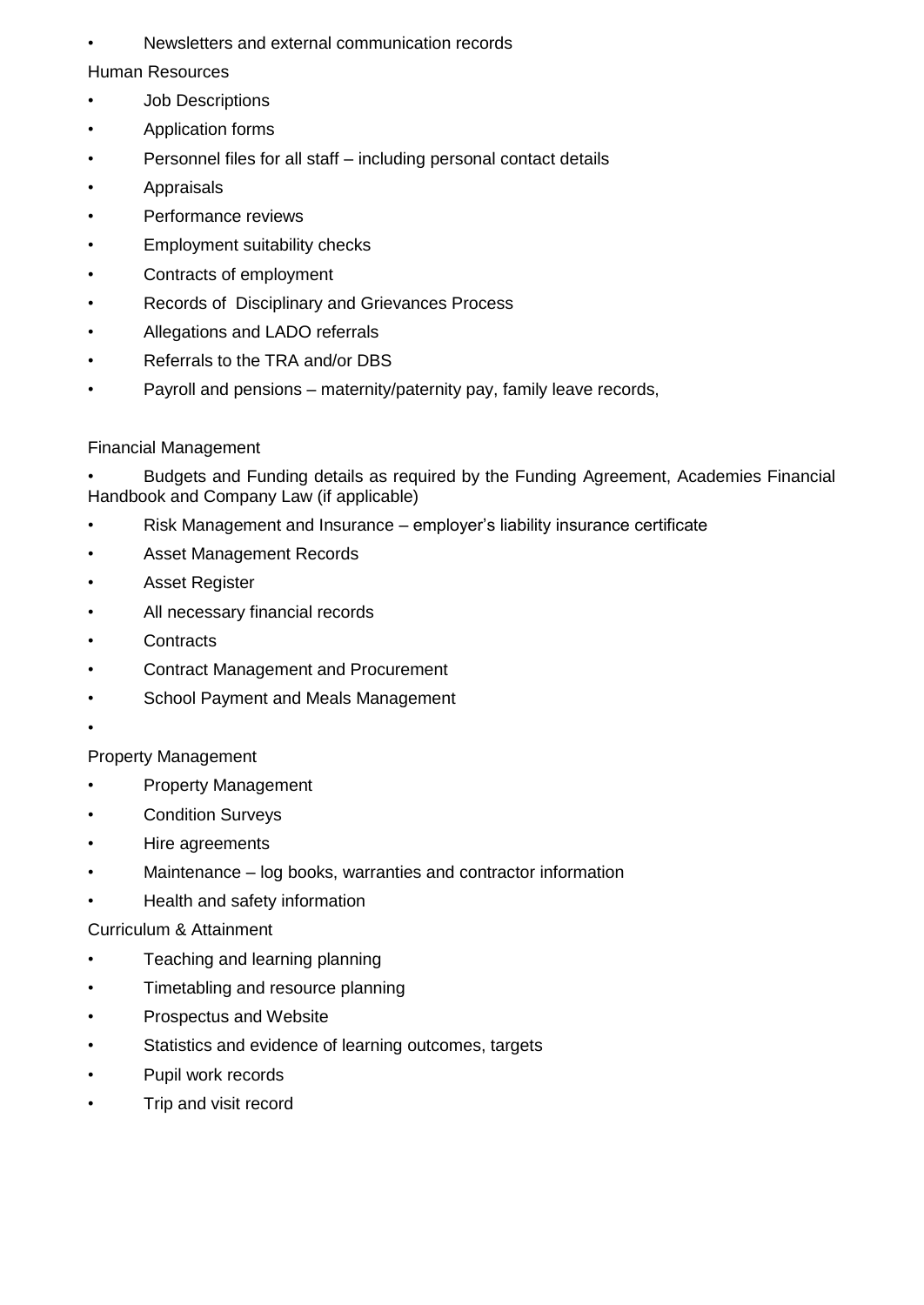- Newsletters and external communication records

Human Resources

- Job Descriptions
- Application forms
- Personnel files for all staff – including personal contact details
- Appraisals
- Performance reviews
- Employment suitability checks
- Contracts of employment
- Records of Disciplinary and Grievances Process
- Allegations and LADO referrals
- Referrals to the TRA and/or DBS
- Payroll and pensions – maternity/paternity pay, family leave records,

Financial Management

- Budgets and Funding details as required by the Funding Agreement, Academies Financial Handbook and Company Law (if applicable)
- Risk Management and Insurance – employer's liability insurance certificate
- Asset Management Records
- Asset Register
- All necessary financial records
- Contracts
- Contract Management and Procurement
- School Payment and Meals Management
- 

Property Management

- Property Management
- Condition Surveys
- Hire agreements
- Maintenance – log books, warranties and contractor information
- Health and safety information

Curriculum & Attainment

- Teaching and learning planning
- Timetabling and resource planning
- Prospectus and Website
- Statistics and evidence of learning outcomes, targets
- Pupil work records
- Trip and visit record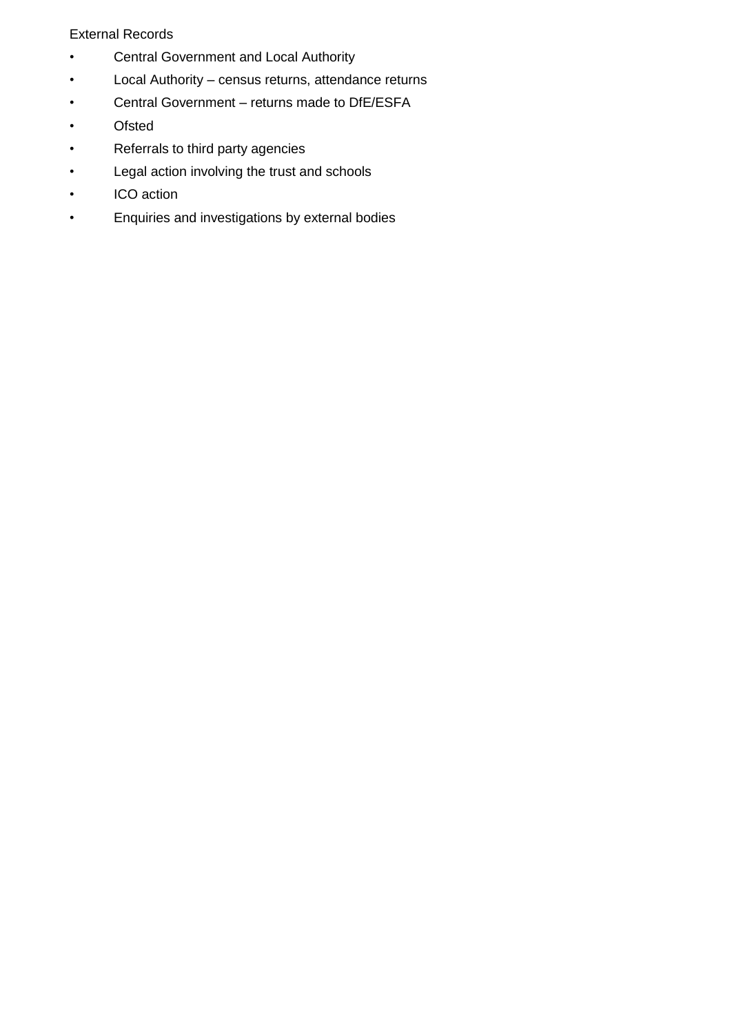External Records

- Central Government and Local Authority
- Local Authority – census returns, attendance returns
- Central Government – returns made to DfE/ESFA
- Ofsted
- Referrals to third party agencies
- Legal action involving the trust and schools
- ICO action
- Enquiries and investigations by external bodies